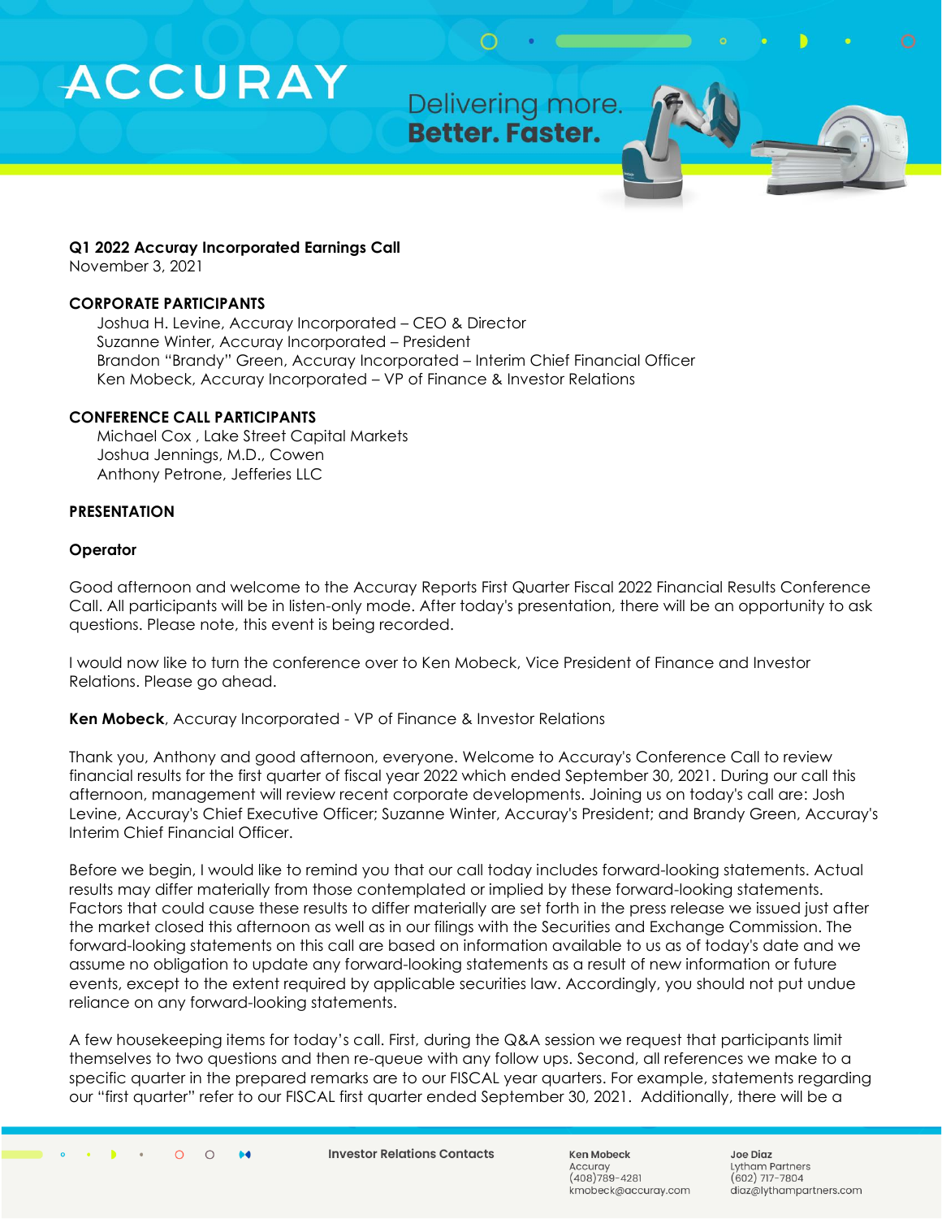**Q1 2022 Accuray Incorporated Earnings Call**
November 3, 2021

**CORPORATE PARTICIPANTS**

Joshua H. Levine, Accuray Incorporated – CEO & Director
Suzanne Winter, Accuray Incorporated – President
Brandon "Brandy" Green, Accuray Incorporated – Interim Chief Financial Officer
Ken Mobeck, Accuray Incorporated – VP of Finance & Investor Relations

**CONFERENCE CALL PARTICIPANTS**

Michael Cox , Lake Street Capital Markets
Joshua Jennings, M.D., Cowen
Anthony Petrone, Jefferies LLC

**PRESENTATION**

**Operator**

Good afternoon and welcome to the Accuray Reports First Quarter Fiscal 2022 Financial Results Conference Call. All participants will be in listen-only mode. After today's presentation, there will be an opportunity to ask questions. Please note, this event is being recorded.

I would now like to turn the conference over to Ken Mobeck, Vice President of Finance and Investor Relations. Please go ahead.

**Ken Mobeck**, Accuray Incorporated - VP of Finance & Investor Relations

Thank you, Anthony and good afternoon, everyone. Welcome to Accuray's Conference Call to review financial results for the first quarter of fiscal year 2022 which ended September 30, 2021. During our call this afternoon, management will review recent corporate developments. Joining us on today's call are: Josh Levine, Accuray's Chief Executive Officer; Suzanne Winter, Accuray's President; and Brandy Green, Accuray's Interim Chief Financial Officer.

Before we begin, I would like to remind you that our call today includes forward-looking statements. Actual results may differ materially from those contemplated or implied by these forward-looking statements. Factors that could cause these results to differ materially are set forth in the press release we issued just after the market closed this afternoon as well as in our filings with the Securities and Exchange Commission. The forward-looking statements on this call are based on information available to us as of today's date and we assume no obligation to update any forward-looking statements as a result of new information or future events, except to the extent required by applicable securities law. Accordingly, you should not put undue reliance on any forward-looking statements.

A few housekeeping items for today's call. First, during the Q&A session we request that participants limit themselves to two questions and then re-queue with any follow ups. Second, all references we make to a specific quarter in the prepared remarks are to our FISCAL year quarters. For example, statements regarding our "first quarter" refer to our FISCAL first quarter ended September 30, 2021. Additionally, there will be a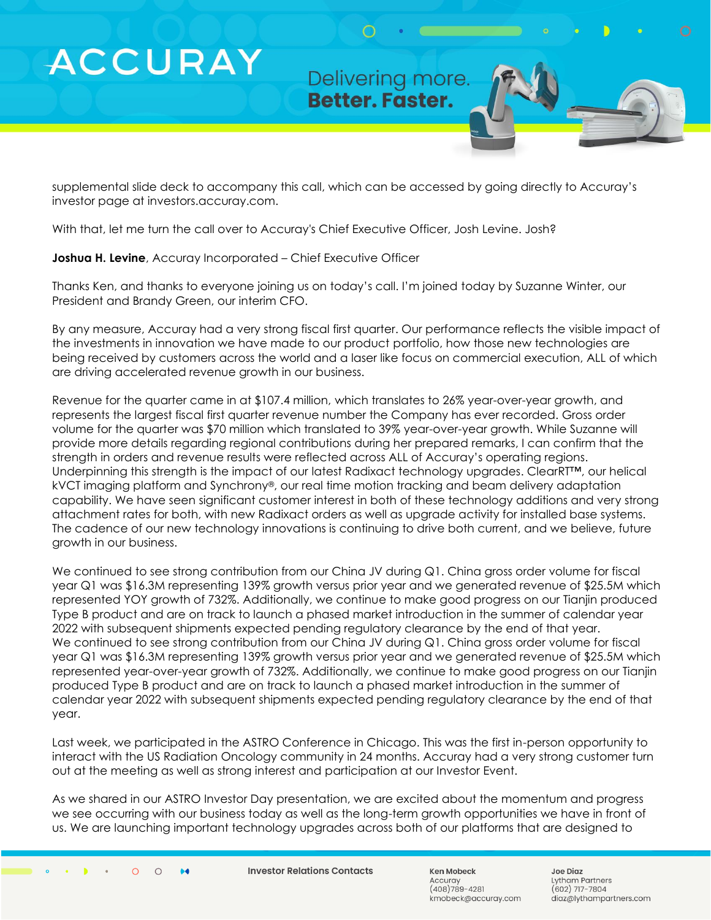supplemental slide deck to accompany this call, which can be accessed by going directly to Accuray's investor page at investors.accuray.com.

With that, let me turn the call over to Accuray's Chief Executive Officer, Josh Levine. Josh?

**Joshua H. Levine**, Accuray Incorporated – Chief Executive Officer

Thanks Ken, and thanks to everyone joining us on today's call. I'm joined today by Suzanne Winter, our President and Brandy Green, our interim CFO.

By any measure, Accuray had a very strong fiscal first quarter. Our performance reflects the visible impact of the investments in innovation we have made to our product portfolio, how those new technologies are being received by customers across the world and a laser like focus on commercial execution, ALL of which are driving accelerated revenue growth in our business.

Revenue for the quarter came in at $107.4 million, which translates to 26% year-over-year growth, and represents the largest fiscal first quarter revenue number the Company has ever recorded. Gross order volume for the quarter was $70 million which translated to 39% year-over-year growth. While Suzanne will provide more details regarding regional contributions during her prepared remarks, I can confirm that the strength in orders and revenue results were reflected across ALL of Accuray's operating regions. Underpinning this strength is the impact of our latest Radixact technology upgrades. ClearRT™, our helical kVCT imaging platform and Synchrony®, our real time motion tracking and beam delivery adaptation capability. We have seen significant customer interest in both of these technology additions and very strong attachment rates for both, with new Radixact orders as well as upgrade activity for installed base systems. The cadence of our new technology innovations is continuing to drive both current, and we believe, future growth in our business.

We continued to see strong contribution from our China JV during Q1. China gross order volume for fiscal year Q1 was $16.3M representing 139% growth versus prior year and we generated revenue of $25.5M which represented YOY growth of 732%. Additionally, we continue to make good progress on our Tianjin produced Type B product and are on track to launch a phased market introduction in the summer of calendar year 2022 with subsequent shipments expected pending regulatory clearance by the end of that year.
We continued to see strong contribution from our China JV during Q1. China gross order volume for fiscal year Q1 was $16.3M representing 139% growth versus prior year and we generated revenue of $25.5M which represented year-over-year growth of 732%. Additionally, we continue to make good progress on our Tianjin produced Type B product and are on track to launch a phased market introduction in the summer of calendar year 2022 with subsequent shipments expected pending regulatory clearance by the end of that year.

Last week, we participated in the ASTRO Conference in Chicago. This was the first in-person opportunity to interact with the US Radiation Oncology community in 24 months. Accuray had a very strong customer turn out at the meeting as well as strong interest and participation at our Investor Event.

As we shared in our ASTRO Investor Day presentation, we are excited about the momentum and progress we see occurring with our business today as well as the long-term growth opportunities we have in front of us. We are launching important technology upgrades across both of our platforms that are designed to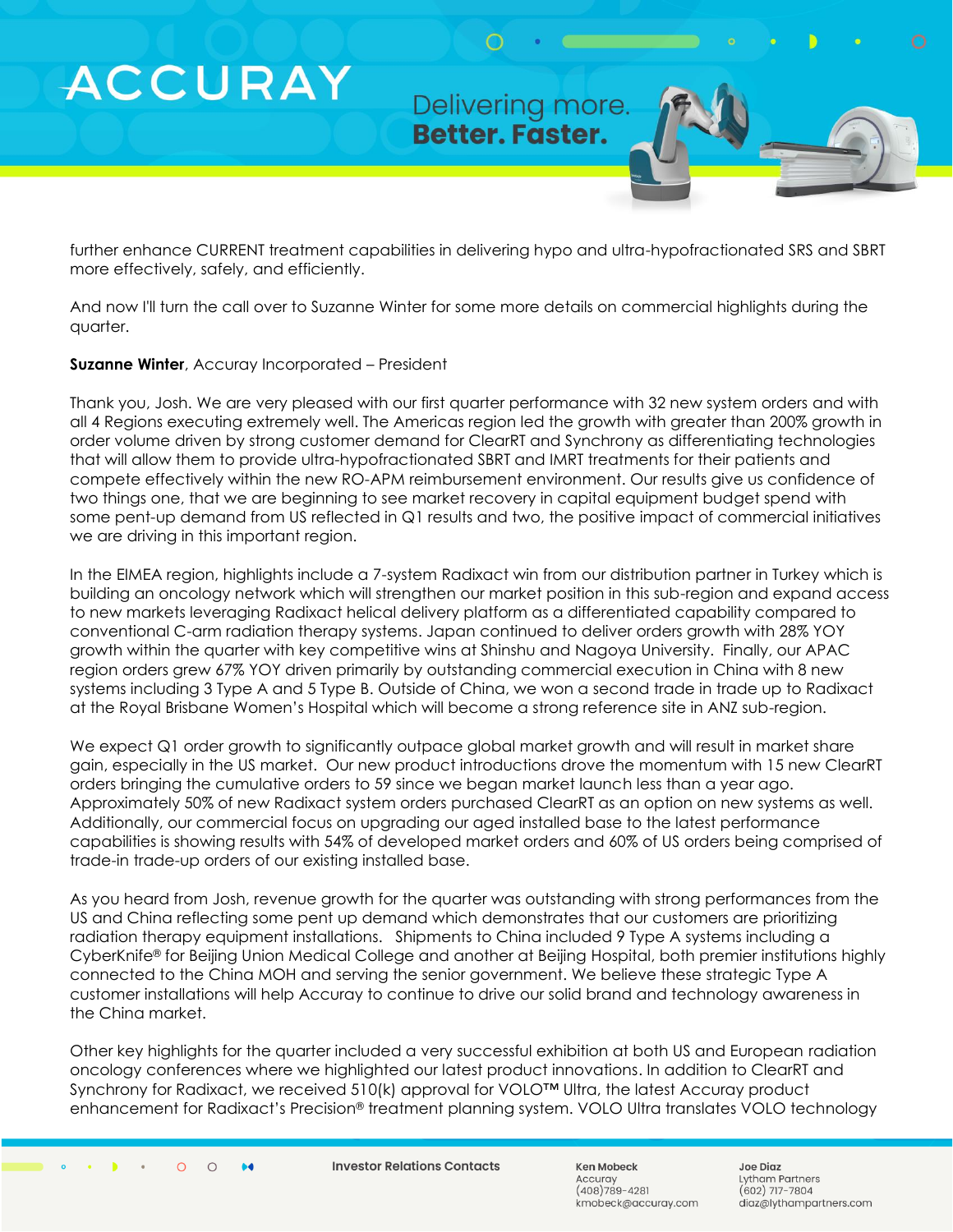further enhance CURRENT treatment capabilities in delivering hypo and ultra-hypofractionated SRS and SBRT more effectively, safely, and efficiently.

And now I'll turn the call over to Suzanne Winter for some more details on commercial highlights during the quarter.

**Suzanne Winter**, Accuray Incorporated – President

Thank you, Josh. We are very pleased with our first quarter performance with 32 new system orders and with all 4 Regions executing extremely well. The Americas region led the growth with greater than 200% growth in order volume driven by strong customer demand for ClearRT and Synchrony as differentiating technologies that will allow them to provide ultra-hypofractionated SBRT and IMRT treatments for their patients and compete effectively within the new RO-APM reimbursement environment. Our results give us confidence of two things one, that we are beginning to see market recovery in capital equipment budget spend with some pent-up demand from US reflected in Q1 results and two, the positive impact of commercial initiatives we are driving in this important region.

In the EIMEA region, highlights include a 7-system Radixact win from our distribution partner in Turkey which is building an oncology network which will strengthen our market position in this sub-region and expand access to new markets leveraging Radixact helical delivery platform as a differentiated capability compared to conventional C-arm radiation therapy systems. Japan continued to deliver orders growth with 28% YOY growth within the quarter with key competitive wins at Shinshu and Nagoya University. Finally, our APAC region orders grew 67% YOY driven primarily by outstanding commercial execution in China with 8 new systems including 3 Type A and 5 Type B. Outside of China, we won a second trade in trade up to Radixact at the Royal Brisbane Women's Hospital which will become a strong reference site in ANZ sub-region.

We expect Q1 order growth to significantly outpace global market growth and will result in market share gain, especially in the US market. Our new product introductions drove the momentum with 15 new ClearRT orders bringing the cumulative orders to 59 since we began market launch less than a year ago. Approximately 50% of new Radixact system orders purchased ClearRT as an option on new systems as well. Additionally, our commercial focus on upgrading our aged installed base to the latest performance capabilities is showing results with 54% of developed market orders and 60% of US orders being comprised of trade-in trade-up orders of our existing installed base.

As you heard from Josh, revenue growth for the quarter was outstanding with strong performances from the US and China reflecting some pent up demand which demonstrates that our customers are prioritizing radiation therapy equipment installations. Shipments to China included 9 Type A systems including a CyberKnife® for Beijing Union Medical College and another at Beijing Hospital, both premier institutions highly connected to the China MOH and serving the senior government. We believe these strategic Type A customer installations will help Accuray to continue to drive our solid brand and technology awareness in the China market.

Other key highlights for the quarter included a very successful exhibition at both US and European radiation oncology conferences where we highlighted our latest product innovations. In addition to ClearRT and Synchrony for Radixact, we received 510(k) approval for VOLO™ Ultra, the latest Accuray product enhancement for Radixact's Precision® treatment planning system. VOLO Ultra translates VOLO technology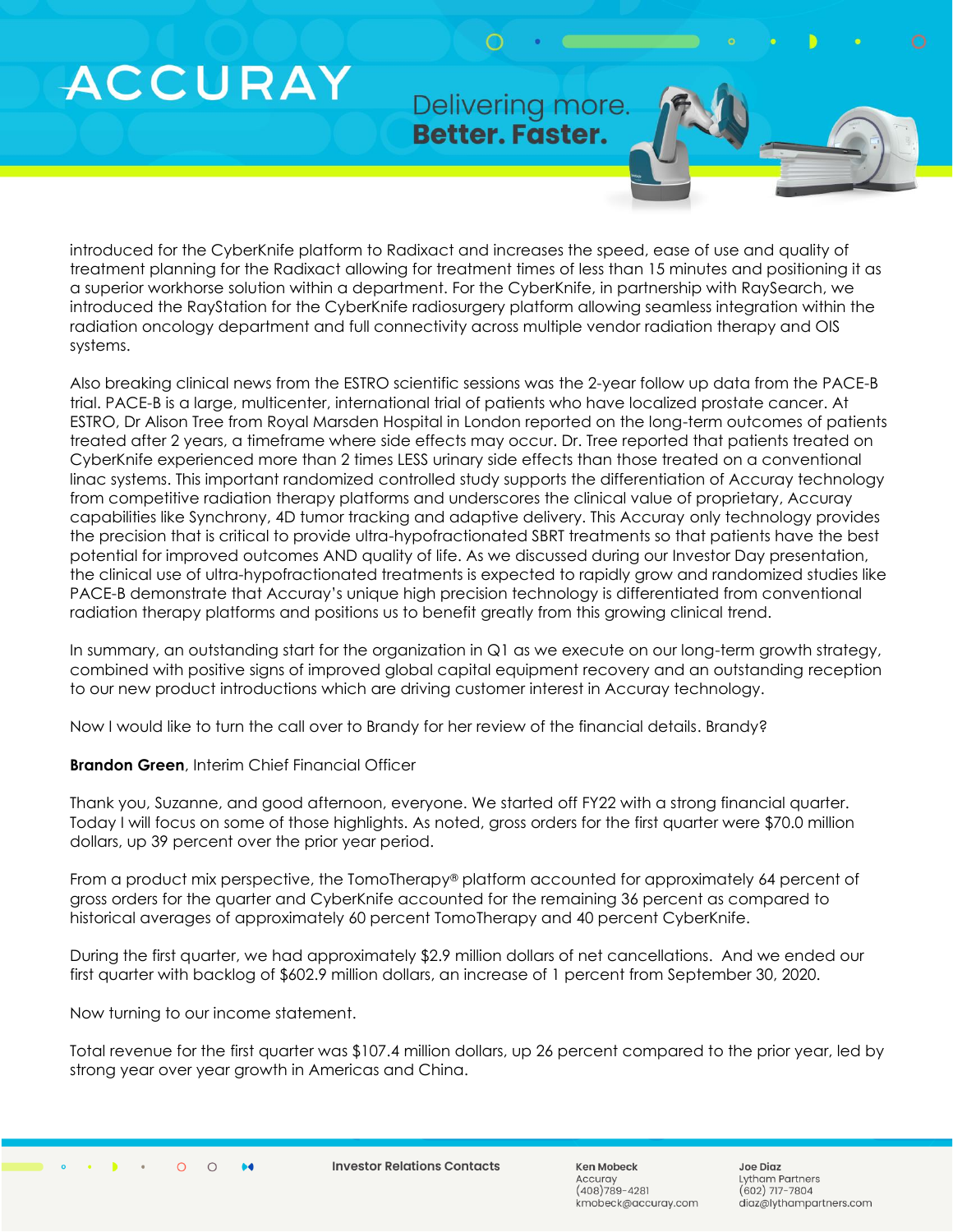introduced for the CyberKnife platform to Radixact and increases the speed, ease of use and quality of treatment planning for the Radixact allowing for treatment times of less than 15 minutes and positioning it as a superior workhorse solution within a department. For the CyberKnife, in partnership with RaySearch, we introduced the RayStation for the CyberKnife radiosurgery platform allowing seamless integration within the radiation oncology department and full connectivity across multiple vendor radiation therapy and OIS systems.

Also breaking clinical news from the ESTRO scientific sessions was the 2-year follow up data from the PACE-B trial. PACE-B is a large, multicenter, international trial of patients who have localized prostate cancer. At ESTRO, Dr Alison Tree from Royal Marsden Hospital in London reported on the long-term outcomes of patients treated after 2 years, a timeframe where side effects may occur. Dr. Tree reported that patients treated on CyberKnife experienced more than 2 times LESS urinary side effects than those treated on a conventional linac systems. This important randomized controlled study supports the differentiation of Accuray technology from competitive radiation therapy platforms and underscores the clinical value of proprietary, Accuray capabilities like Synchrony, 4D tumor tracking and adaptive delivery. This Accuray only technology provides the precision that is critical to provide ultra-hypofractionated SBRT treatments so that patients have the best potential for improved outcomes AND quality of life. As we discussed during our Investor Day presentation, the clinical use of ultra-hypofractionated treatments is expected to rapidly grow and randomized studies like PACE-B demonstrate that Accuray's unique high precision technology is differentiated from conventional radiation therapy platforms and positions us to benefit greatly from this growing clinical trend.

In summary, an outstanding start for the organization in Q1 as we execute on our long-term growth strategy, combined with positive signs of improved global capital equipment recovery and an outstanding reception to our new product introductions which are driving customer interest in Accuray technology.

Now I would like to turn the call over to Brandy for her review of the financial details. Brandy?

**Brandon Green**, Interim Chief Financial Officer

Thank you, Suzanne, and good afternoon, everyone. We started off FY22 with a strong financial quarter. Today I will focus on some of those highlights. As noted, gross orders for the first quarter were $70.0 million dollars, up 39 percent over the prior year period.

From a product mix perspective, the TomoTherapy® platform accounted for approximately 64 percent of gross orders for the quarter and CyberKnife accounted for the remaining 36 percent as compared to historical averages of approximately 60 percent TomoTherapy and 40 percent CyberKnife.

During the first quarter, we had approximately $2.9 million dollars of net cancellations. And we ended our first quarter with backlog of $602.9 million dollars, an increase of 1 percent from September 30, 2020.

Now turning to our income statement.

Total revenue for the first quarter was $107.4 million dollars, up 26 percent compared to the prior year, led by strong year over year growth in Americas and China.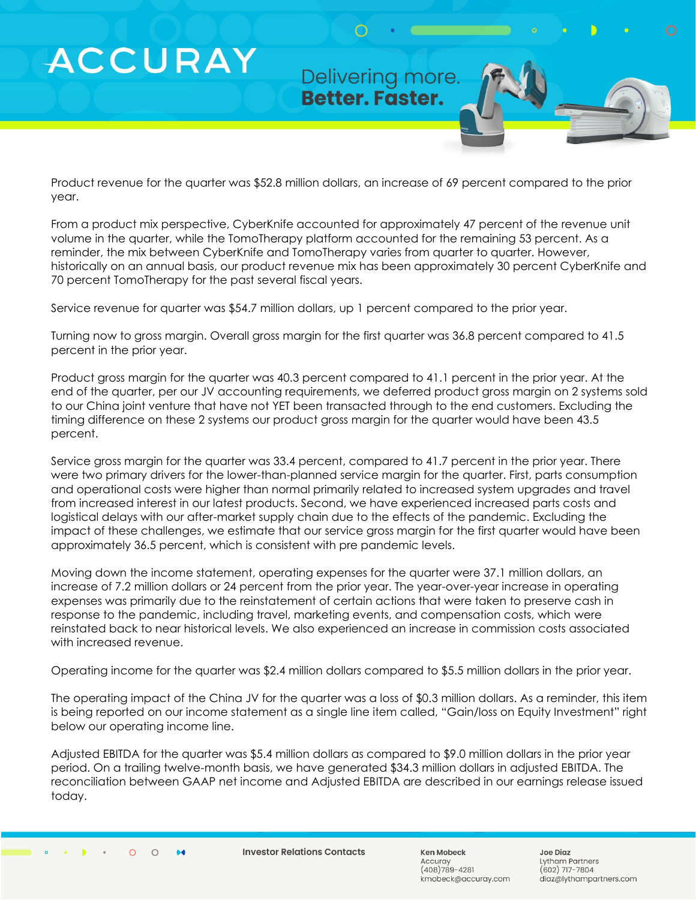Product revenue for the quarter was $52.8 million dollars, an increase of 69 percent compared to the prior year.

From a product mix perspective, CyberKnife accounted for approximately 47 percent of the revenue unit volume in the quarter, while the TomoTherapy platform accounted for the remaining 53 percent. As a reminder, the mix between CyberKnife and TomoTherapy varies from quarter to quarter. However, historically on an annual basis, our product revenue mix has been approximately 30 percent CyberKnife and 70 percent TomoTherapy for the past several fiscal years.

Service revenue for quarter was $54.7 million dollars, up 1 percent compared to the prior year.

Turning now to gross margin. Overall gross margin for the first quarter was 36.8 percent compared to 41.5 percent in the prior year.

Product gross margin for the quarter was 40.3 percent compared to 41.1 percent in the prior year. At the end of the quarter, per our JV accounting requirements, we deferred product gross margin on 2 systems sold to our China joint venture that have not YET been transacted through to the end customers. Excluding the timing difference on these 2 systems our product gross margin for the quarter would have been 43.5 percent.

Service gross margin for the quarter was 33.4 percent, compared to 41.7 percent in the prior year. There were two primary drivers for the lower-than-planned service margin for the quarter. First, parts consumption and operational costs were higher than normal primarily related to increased system upgrades and travel from increased interest in our latest products. Second, we have experienced increased parts costs and logistical delays with our after-market supply chain due to the effects of the pandemic. Excluding the impact of these challenges, we estimate that our service gross margin for the first quarter would have been approximately 36.5 percent, which is consistent with pre pandemic levels.

Moving down the income statement, operating expenses for the quarter were 37.1 million dollars, an increase of 7.2 million dollars or 24 percent from the prior year. The year-over-year increase in operating expenses was primarily due to the reinstatement of certain actions that were taken to preserve cash in response to the pandemic, including travel, marketing events, and compensation costs, which were reinstated back to near historical levels. We also experienced an increase in commission costs associated with increased revenue.

Operating income for the quarter was $2.4 million dollars compared to $5.5 million dollars in the prior year.

The operating impact of the China JV for the quarter was a loss of $0.3 million dollars. As a reminder, this item is being reported on our income statement as a single line item called, "Gain/loss on Equity Investment" right below our operating income line.

Adjusted EBITDA for the quarter was $5.4 million dollars as compared to $9.0 million dollars in the prior year period. On a trailing twelve-month basis, we have generated $34.3 million dollars in adjusted EBITDA. The reconciliation between GAAP net income and Adjusted EBITDA are described in our earnings release issued today.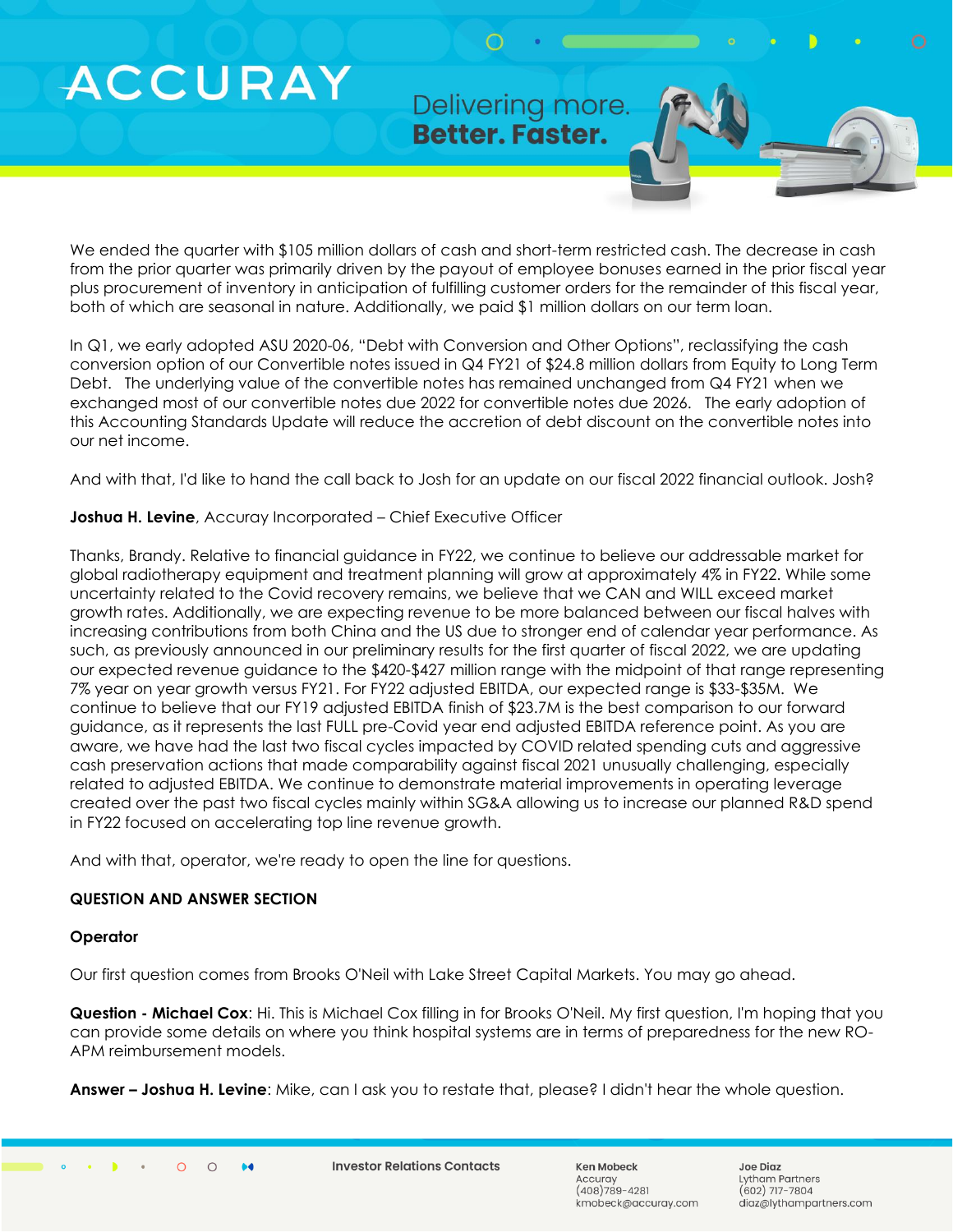We ended the quarter with $105 million dollars of cash and short-term restricted cash. The decrease in cash from the prior quarter was primarily driven by the payout of employee bonuses earned in the prior fiscal year plus procurement of inventory in anticipation of fulfilling customer orders for the remainder of this fiscal year, both of which are seasonal in nature. Additionally, we paid $1 million dollars on our term loan.

In Q1, we early adopted ASU 2020-06, "Debt with Conversion and Other Options", reclassifying the cash conversion option of our Convertible notes issued in Q4 FY21 of $24.8 million dollars from Equity to Long Term Debt. The underlying value of the convertible notes has remained unchanged from Q4 FY21 when we exchanged most of our convertible notes due 2022 for convertible notes due 2026. The early adoption of this Accounting Standards Update will reduce the accretion of debt discount on the convertible notes into our net income.

And with that, I'd like to hand the call back to Josh for an update on our fiscal 2022 financial outlook. Josh?

**Joshua H. Levine**, Accuray Incorporated – Chief Executive Officer

Thanks, Brandy. Relative to financial guidance in FY22, we continue to believe our addressable market for global radiotherapy equipment and treatment planning will grow at approximately 4% in FY22. While some uncertainty related to the Covid recovery remains, we believe that we CAN and WILL exceed market growth rates. Additionally, we are expecting revenue to be more balanced between our fiscal halves with increasing contributions from both China and the US due to stronger end of calendar year performance. As such, as previously announced in our preliminary results for the first quarter of fiscal 2022, we are updating our expected revenue guidance to the $420-$427 million range with the midpoint of that range representing 7% year on year growth versus FY21. For FY22 adjusted EBITDA, our expected range is $33-$35M. We continue to believe that our FY19 adjusted EBITDA finish of $23.7M is the best comparison to our forward guidance, as it represents the last FULL pre-Covid year end adjusted EBITDA reference point. As you are aware, we have had the last two fiscal cycles impacted by COVID related spending cuts and aggressive cash preservation actions that made comparability against fiscal 2021 unusually challenging, especially related to adjusted EBITDA. We continue to demonstrate material improvements in operating leverage created over the past two fiscal cycles mainly within SG&A allowing us to increase our planned R&D spend in FY22 focused on accelerating top line revenue growth.

And with that, operator, we're ready to open the line for questions.

**QUESTION AND ANSWER SECTION**

**Operator**

Our first question comes from Brooks O'Neil with Lake Street Capital Markets. You may go ahead.

**Question - Michael Cox**: Hi. This is Michael Cox filling in for Brooks O'Neil. My first question, I'm hoping that you can provide some details on where you think hospital systems are in terms of preparedness for the new RO-APM reimbursement models.

**Answer – Joshua H. Levine**: Mike, can I ask you to restate that, please? I didn't hear the whole question.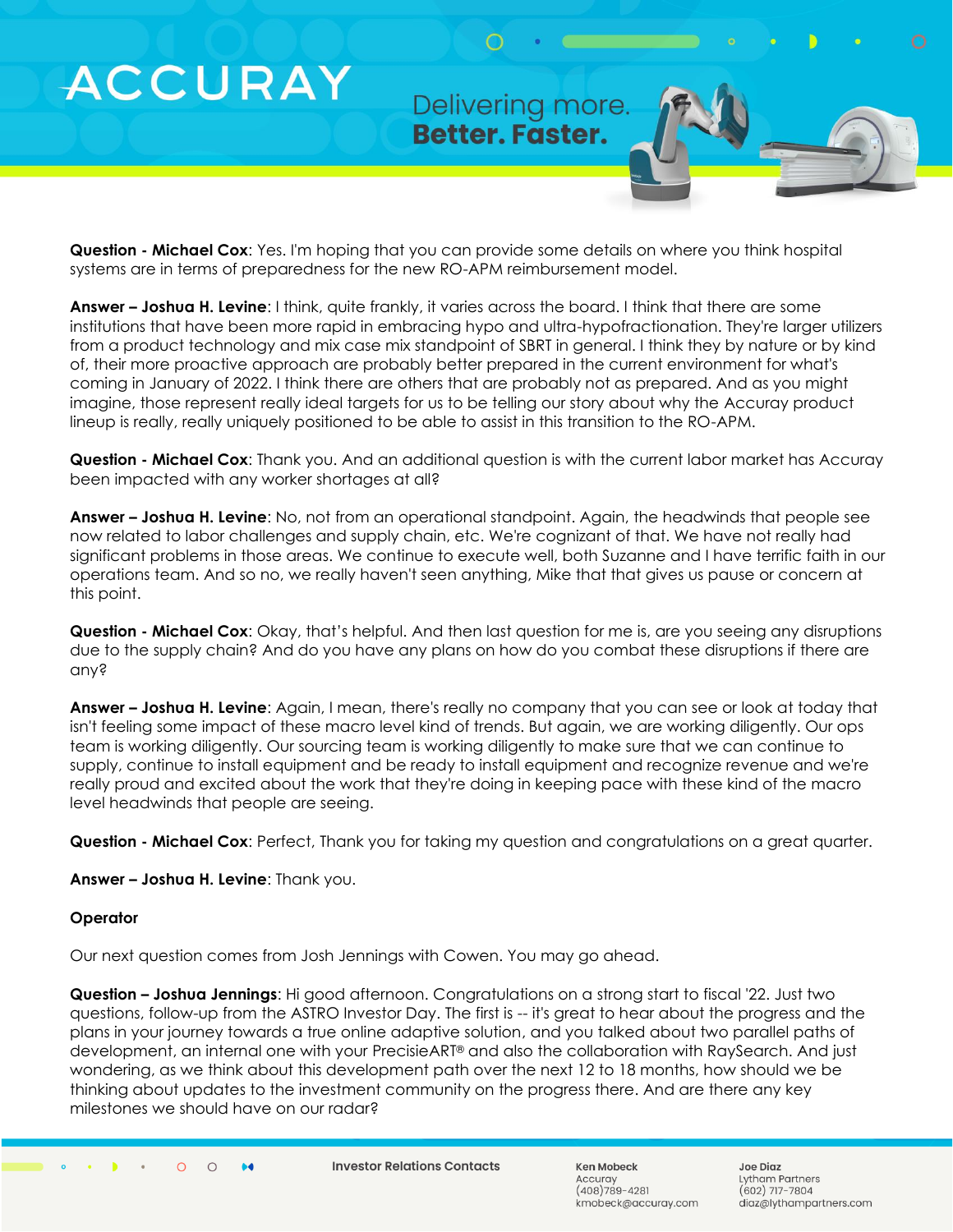**Question - Michael Cox**: Yes. I'm hoping that you can provide some details on where you think hospital systems are in terms of preparedness for the new RO-APM reimbursement model.

**Answer – Joshua H. Levine**: I think, quite frankly, it varies across the board. I think that there are some institutions that have been more rapid in embracing hypo and ultra-hypofractionation. They're larger utilizers from a product technology and mix case mix standpoint of SBRT in general. I think they by nature or by kind of, their more proactive approach are probably better prepared in the current environment for what's coming in January of 2022. I think there are others that are probably not as prepared. And as you might imagine, those represent really ideal targets for us to be telling our story about why the Accuray product lineup is really, really uniquely positioned to be able to assist in this transition to the RO-APM.

**Question - Michael Cox**: Thank you. And an additional question is with the current labor market has Accuray been impacted with any worker shortages at all?

**Answer – Joshua H. Levine**: No, not from an operational standpoint. Again, the headwinds that people see now related to labor challenges and supply chain, etc. We're cognizant of that. We have not really had significant problems in those areas. We continue to execute well, both Suzanne and I have terrific faith in our operations team. And so no, we really haven't seen anything, Mike that that gives us pause or concern at this point.

**Question - Michael Cox**: Okay, that's helpful. And then last question for me is, are you seeing any disruptions due to the supply chain? And do you have any plans on how do you combat these disruptions if there are any?

**Answer – Joshua H. Levine**: Again, I mean, there's really no company that you can see or look at today that isn't feeling some impact of these macro level kind of trends. But again, we are working diligently. Our ops team is working diligently. Our sourcing team is working diligently to make sure that we can continue to supply, continue to install equipment and be ready to install equipment and recognize revenue and we're really proud and excited about the work that they're doing in keeping pace with these kind of the macro level headwinds that people are seeing.

**Question - Michael Cox**: Perfect, Thank you for taking my question and congratulations on a great quarter.

**Answer – Joshua H. Levine**: Thank you.

**Operator**

Our next question comes from Josh Jennings with Cowen. You may go ahead.

**Question – Joshua Jennings**: Hi good afternoon. Congratulations on a strong start to fiscal '22. Just two questions, follow-up from the ASTRO Investor Day. The first is -- it's great to hear about the progress and the plans in your journey towards a true online adaptive solution, and you talked about two parallel paths of development, an internal one with your PrecisieART® and also the collaboration with RaySearch. And just wondering, as we think about this development path over the next 12 to 18 months, how should we be thinking about updates to the investment community on the progress there. And are there any key milestones we should have on our radar?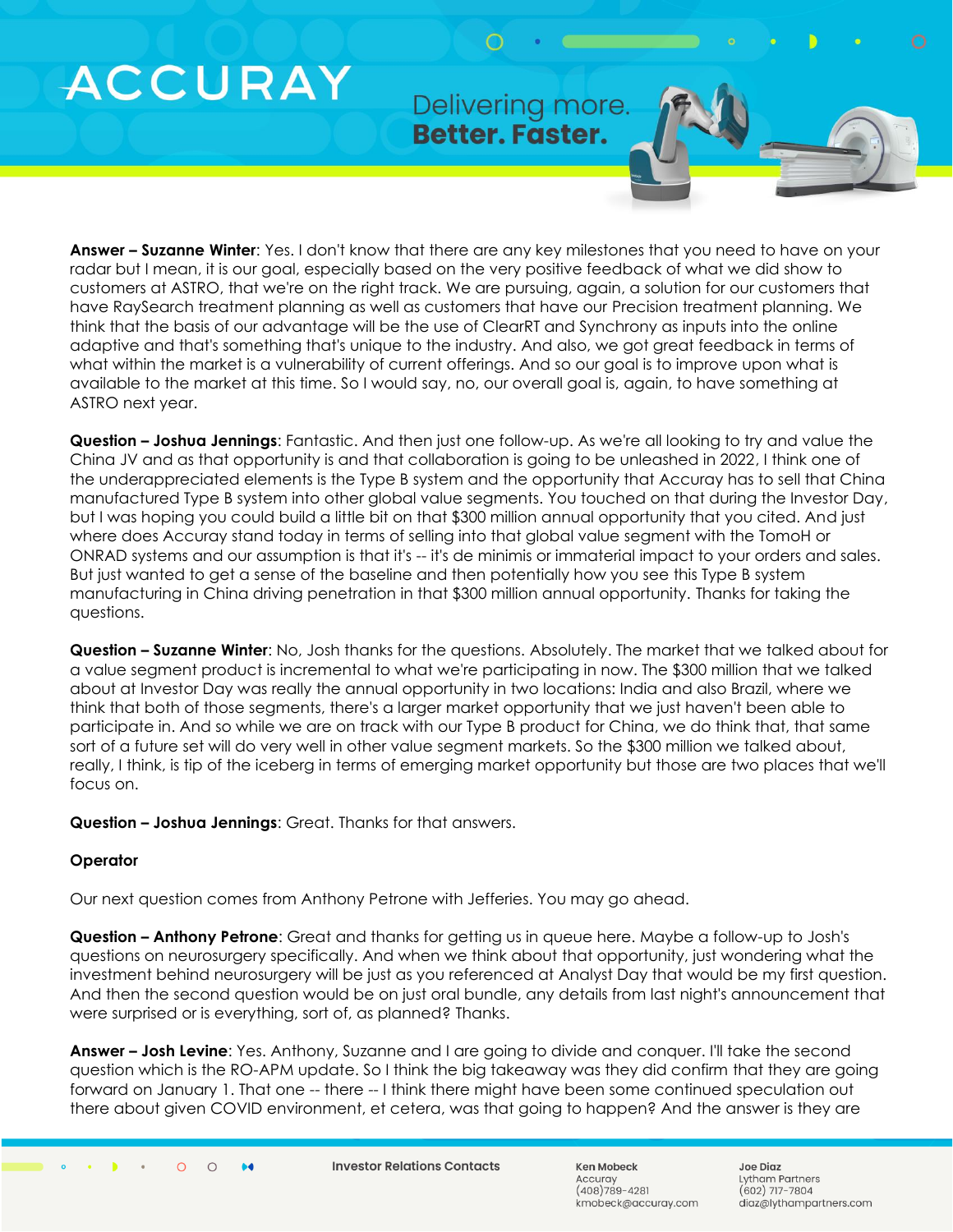**Answer – Suzanne Winter**: Yes. I don't know that there are any key milestones that you need to have on your radar but I mean, it is our goal, especially based on the very positive feedback of what we did show to customers at ASTRO, that we're on the right track. We are pursuing, again, a solution for our customers that have RaySearch treatment planning as well as customers that have our Precision treatment planning. We think that the basis of our advantage will be the use of ClearRT and Synchrony as inputs into the online adaptive and that's something that's unique to the industry. And also, we got great feedback in terms of what within the market is a vulnerability of current offerings. And so our goal is to improve upon what is available to the market at this time. So I would say, no, our overall goal is, again, to have something at ASTRO next year.

**Question – Joshua Jennings**: Fantastic. And then just one follow-up. As we're all looking to try and value the China JV and as that opportunity is and that collaboration is going to be unleashed in 2022, I think one of the underappreciated elements is the Type B system and the opportunity that Accuray has to sell that China manufactured Type B system into other global value segments. You touched on that during the Investor Day, but I was hoping you could build a little bit on that $300 million annual opportunity that you cited. And just where does Accuray stand today in terms of selling into that global value segment with the TomoH or ONRAD systems and our assumption is that it's -- it's de minimis or immaterial impact to your orders and sales. But just wanted to get a sense of the baseline and then potentially how you see this Type B system manufacturing in China driving penetration in that $300 million annual opportunity. Thanks for taking the questions.

**Question – Suzanne Winter**: No, Josh thanks for the questions. Absolutely. The market that we talked about for a value segment product is incremental to what we're participating in now. The $300 million that we talked about at Investor Day was really the annual opportunity in two locations: India and also Brazil, where we think that both of those segments, there's a larger market opportunity that we just haven't been able to participate in. And so while we are on track with our Type B product for China, we do think that, that same sort of a future set will do very well in other value segment markets. So the $300 million we talked about, really, I think, is tip of the iceberg in terms of emerging market opportunity but those are two places that we'll focus on.

**Question – Joshua Jennings**: Great. Thanks for that answers.

**Operator**

Our next question comes from Anthony Petrone with Jefferies. You may go ahead.

**Question – Anthony Petrone**: Great and thanks for getting us in queue here. Maybe a follow-up to Josh's questions on neurosurgery specifically. And when we think about that opportunity, just wondering what the investment behind neurosurgery will be just as you referenced at Analyst Day that would be my first question. And then the second question would be on just oral bundle, any details from last night's announcement that were surprised or is everything, sort of, as planned? Thanks.

**Answer – Josh Levine**: Yes. Anthony, Suzanne and I are going to divide and conquer. I'll take the second question which is the RO-APM update. So I think the big takeaway was they did confirm that they are going forward on January 1. That one -- there -- I think there might have been some continued speculation out there about given COVID environment, et cetera, was that going to happen? And the answer is they are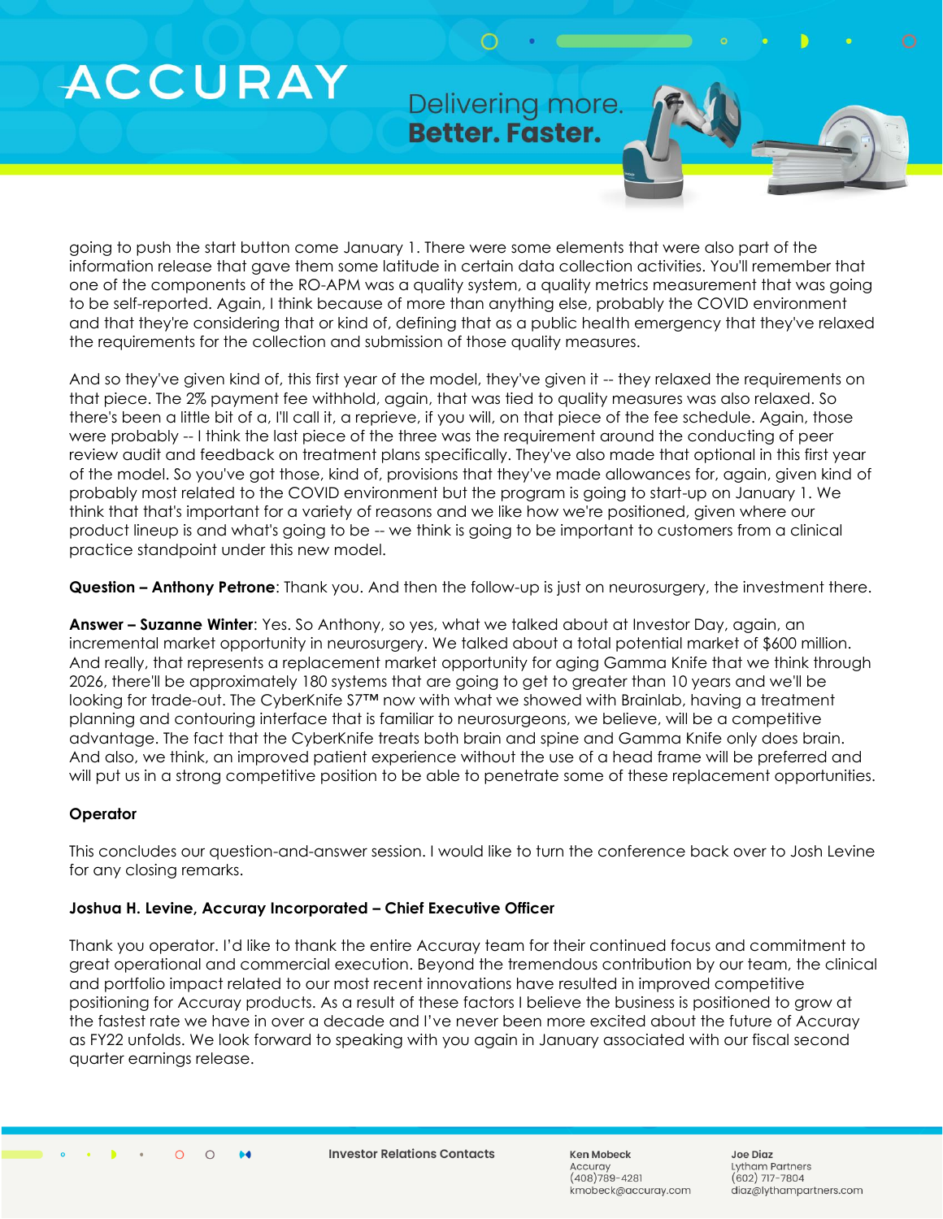going to push the start button come January 1. There were some elements that were also part of the information release that gave them some latitude in certain data collection activities. You'll remember that one of the components of the RO-APM was a quality system, a quality metrics measurement that was going to be self-reported. Again, I think because of more than anything else, probably the COVID environment and that they're considering that or kind of, defining that as a public health emergency that they've relaxed the requirements for the collection and submission of those quality measures.

And so they've given kind of, this first year of the model, they've given it -- they relaxed the requirements on that piece. The 2% payment fee withhold, again, that was tied to quality measures was also relaxed. So there's been a little bit of a, I'll call it, a reprieve, if you will, on that piece of the fee schedule. Again, those were probably -- I think the last piece of the three was the requirement around the conducting of peer review audit and feedback on treatment plans specifically. They've also made that optional in this first year of the model. So you've got those, kind of, provisions that they've made allowances for, again, given kind of probably most related to the COVID environment but the program is going to start-up on January 1. We think that that's important for a variety of reasons and we like how we're positioned, given where our product lineup is and what's going to be -- we think is going to be important to customers from a clinical practice standpoint under this new model.

**Question – Anthony Petrone**: Thank you. And then the follow-up is just on neurosurgery, the investment there.

**Answer – Suzanne Winter**: Yes. So Anthony, so yes, what we talked about at Investor Day, again, an incremental market opportunity in neurosurgery. We talked about a total potential market of $600 million. And really, that represents a replacement market opportunity for aging Gamma Knife that we think through 2026, there'll be approximately 180 systems that are going to get to greater than 10 years and we'll be looking for trade-out. The CyberKnife S7™ now with what we showed with Brainlab, having a treatment planning and contouring interface that is familiar to neurosurgeons, we believe, will be a competitive advantage. The fact that the CyberKnife treats both brain and spine and Gamma Knife only does brain. And also, we think, an improved patient experience without the use of a head frame will be preferred and will put us in a strong competitive position to be able to penetrate some of these replacement opportunities.

**Operator**

This concludes our question-and-answer session. I would like to turn the conference back over to Josh Levine for any closing remarks.

**Joshua H. Levine, Accuray Incorporated – Chief Executive Officer**

Thank you operator. I'd like to thank the entire Accuray team for their continued focus and commitment to great operational and commercial execution. Beyond the tremendous contribution by our team, the clinical and portfolio impact related to our most recent innovations have resulted in improved competitive positioning for Accuray products. As a result of these factors I believe the business is positioned to grow at the fastest rate we have in over a decade and I've never been more excited about the future of Accuray as FY22 unfolds. We look forward to speaking with you again in January associated with our fiscal second quarter earnings release.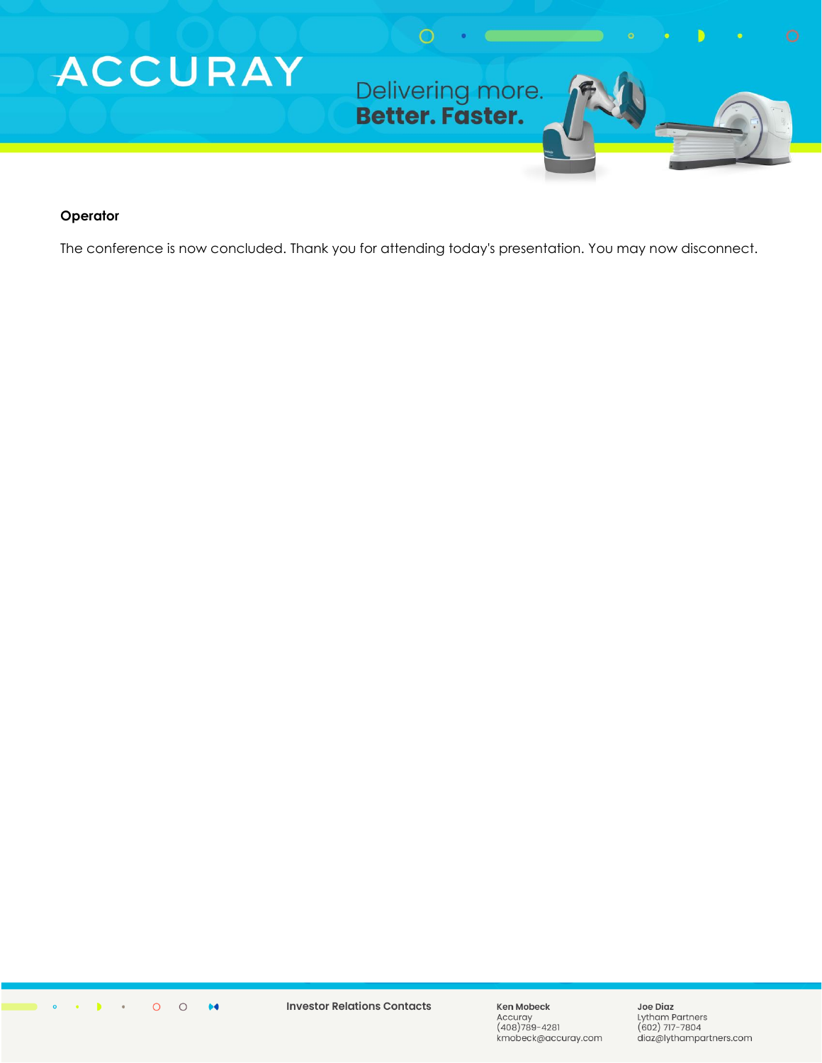**Operator**

The conference is now concluded. Thank you for attending today's presentation. You may now disconnect.